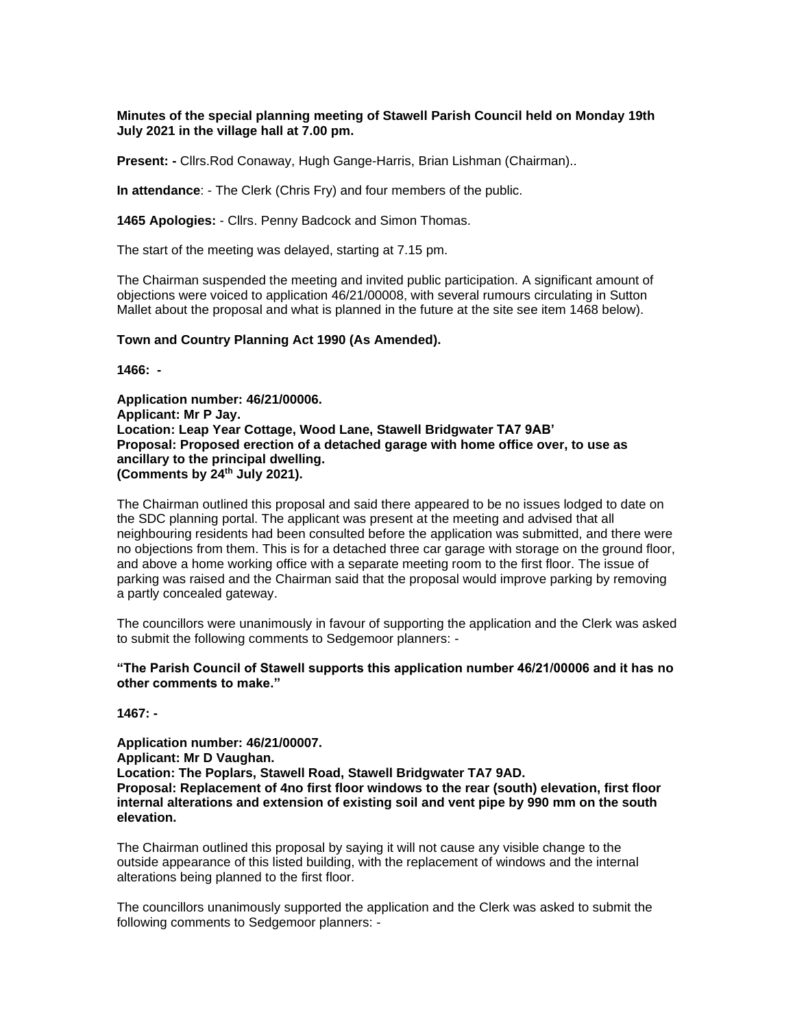**Minutes of the special planning meeting of Stawell Parish Council held on Monday 19th July 2021 in the village hall at 7.00 pm.**

**Present: -** Cllrs.Rod Conaway, Hugh Gange-Harris, Brian Lishman (Chairman)..

**In attendance**: - The Clerk (Chris Fry) and four members of the public.

**1465 Apologies:** - Cllrs. Penny Badcock and Simon Thomas.

The start of the meeting was delayed, starting at 7.15 pm.

The Chairman suspended the meeting and invited public participation. A significant amount of objections were voiced to application 46/21/00008, with several rumours circulating in Sutton Mallet about the proposal and what is planned in the future at the site see item 1468 below).

**Town and Country Planning Act 1990 (As Amended).**

**1466: -**

**Application number: 46/21/00006.**
**Applicant: Mr P Jay.**
**Location: Leap Year Cottage, Wood Lane, Stawell Bridgwater TA7 9AB'**
**Proposal: Proposed erection of a detached garage with home office over, to use as ancillary to the principal dwelling.**
**(Comments by 24th July 2021).**

The Chairman outlined this proposal and said there appeared to be no issues lodged to date on the SDC planning portal. The applicant was present at the meeting and advised that all neighbouring residents had been consulted before the application was submitted, and there were no objections from them. This is for a detached three car garage with storage on the ground floor, and above a home working office with a separate meeting room to the first floor. The issue of parking was raised and the Chairman said that the proposal would improve parking by removing a partly concealed gateway.

The councillors were unanimously in favour of supporting the application and the Clerk was asked to submit the following comments to Sedgemoor planners: -

**"The Parish Council of Stawell supports this application number 46/21/00006 and it has no other comments to make."**

**1467: -**

**Application number: 46/21/00007.**
**Applicant: Mr D Vaughan.**
**Location: The Poplars, Stawell Road, Stawell Bridgwater TA7 9AD.**
**Proposal: Replacement of 4no first floor windows to the rear (south) elevation, first floor internal alterations and extension of existing soil and vent pipe by 990 mm on the south elevation.**

The Chairman outlined this proposal by saying it will not cause any visible change to the outside appearance of this listed building, with the replacement of windows and the internal alterations being planned to the first floor.

The councillors unanimously supported the application and the Clerk was asked to submit the following comments to Sedgemoor planners: -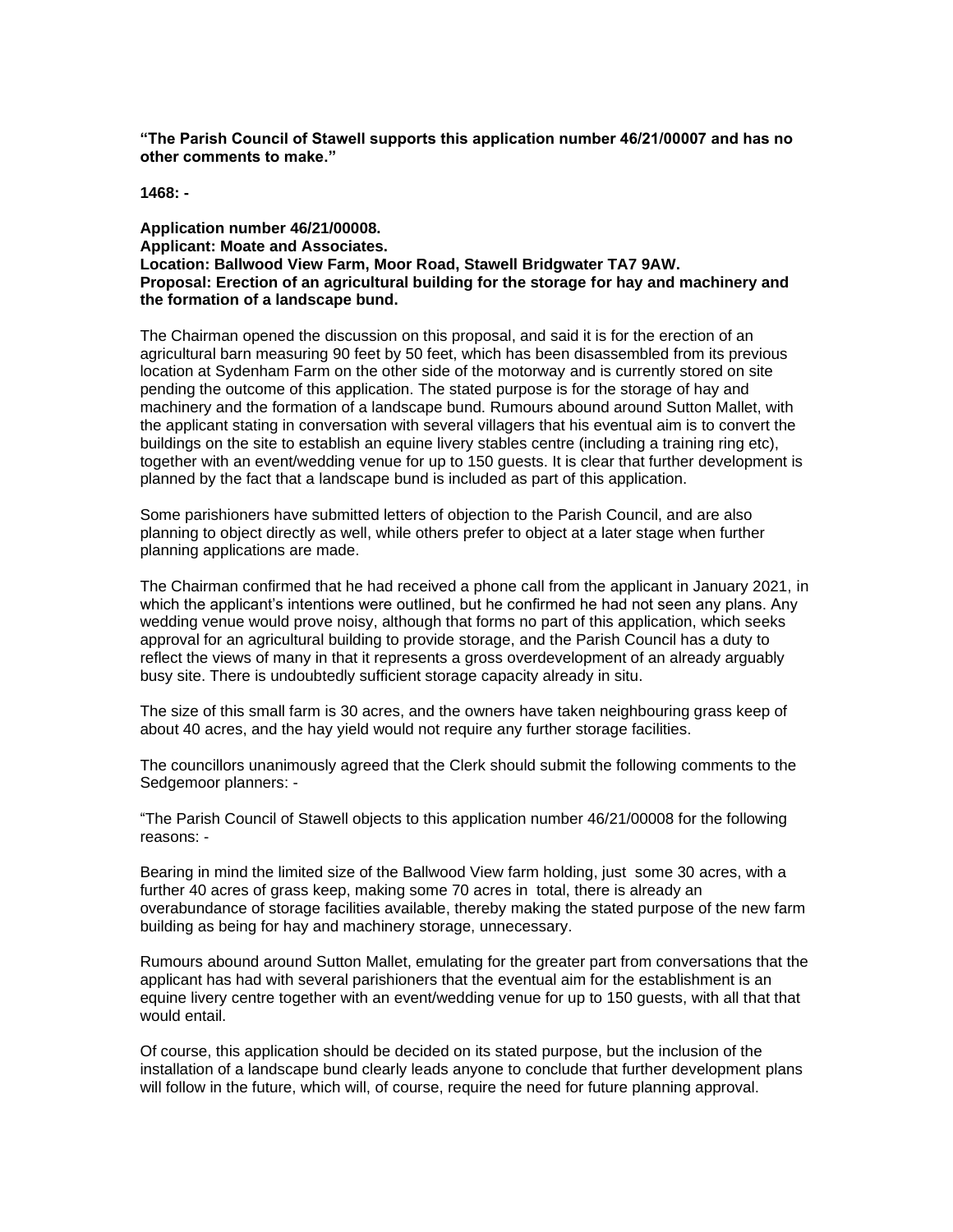**"The Parish Council of Stawell supports this application number 46/21/00007 and has no other comments to make."**

**1468: -**

**Application number 46/21/00008.**
**Applicant: Moate and Associates.**
**Location: Ballwood View Farm, Moor Road, Stawell Bridgwater TA7 9AW.**
**Proposal: Erection of an agricultural building for the storage for hay and machinery and the formation of a landscape bund.**

The Chairman opened the discussion on this proposal, and said it is for the erection of an agricultural barn measuring 90 feet by 50 feet, which has been disassembled from its previous location at Sydenham Farm on the other side of the motorway and is currently stored on site pending the outcome of this application. The stated purpose is for the storage of hay and machinery and the formation of a landscape bund. Rumours abound around Sutton Mallet, with the applicant stating in conversation with several villagers that his eventual aim is to convert the buildings on the site to establish an equine livery stables centre (including a training ring etc), together with an event/wedding venue for up to 150 guests. It is clear that further development is planned by the fact that a landscape bund is included as part of this application.

Some parishioners have submitted letters of objection to the Parish Council, and are also planning to object directly as well, while others prefer to object at a later stage when further planning applications are made.

The Chairman confirmed that he had received a phone call from the applicant in January 2021, in which the applicant's intentions were outlined, but he confirmed he had not seen any plans. Any wedding venue would prove noisy, although that forms no part of this application, which seeks approval for an agricultural building to provide storage, and the Parish Council has a duty to reflect the views of many in that it represents a gross overdevelopment of an already arguably busy site. There is undoubtedly sufficient storage capacity already in situ.

The size of this small farm is 30 acres, and the owners have taken neighbouring grass keep of about 40 acres, and the hay yield would not require any further storage facilities.

The councillors unanimously agreed that the Clerk should submit the following comments to the Sedgemoor planners: -

"The Parish Council of Stawell objects to this application number 46/21/00008 for the following reasons: -

Bearing in mind the limited size of the Ballwood View farm holding, just some 30 acres, with a further 40 acres of grass keep, making some 70 acres in total, there is already an overabundance of storage facilities available, thereby making the stated purpose of the new farm building as being for hay and machinery storage, unnecessary.

Rumours abound around Sutton Mallet, emulating for the greater part from conversations that the applicant has had with several parishioners that the eventual aim for the establishment is an equine livery centre together with an event/wedding venue for up to 150 guests, with all that that would entail.

Of course, this application should be decided on its stated purpose, but the inclusion of the installation of a landscape bund clearly leads anyone to conclude that further development plans will follow in the future, which will, of course, require the need for future planning approval.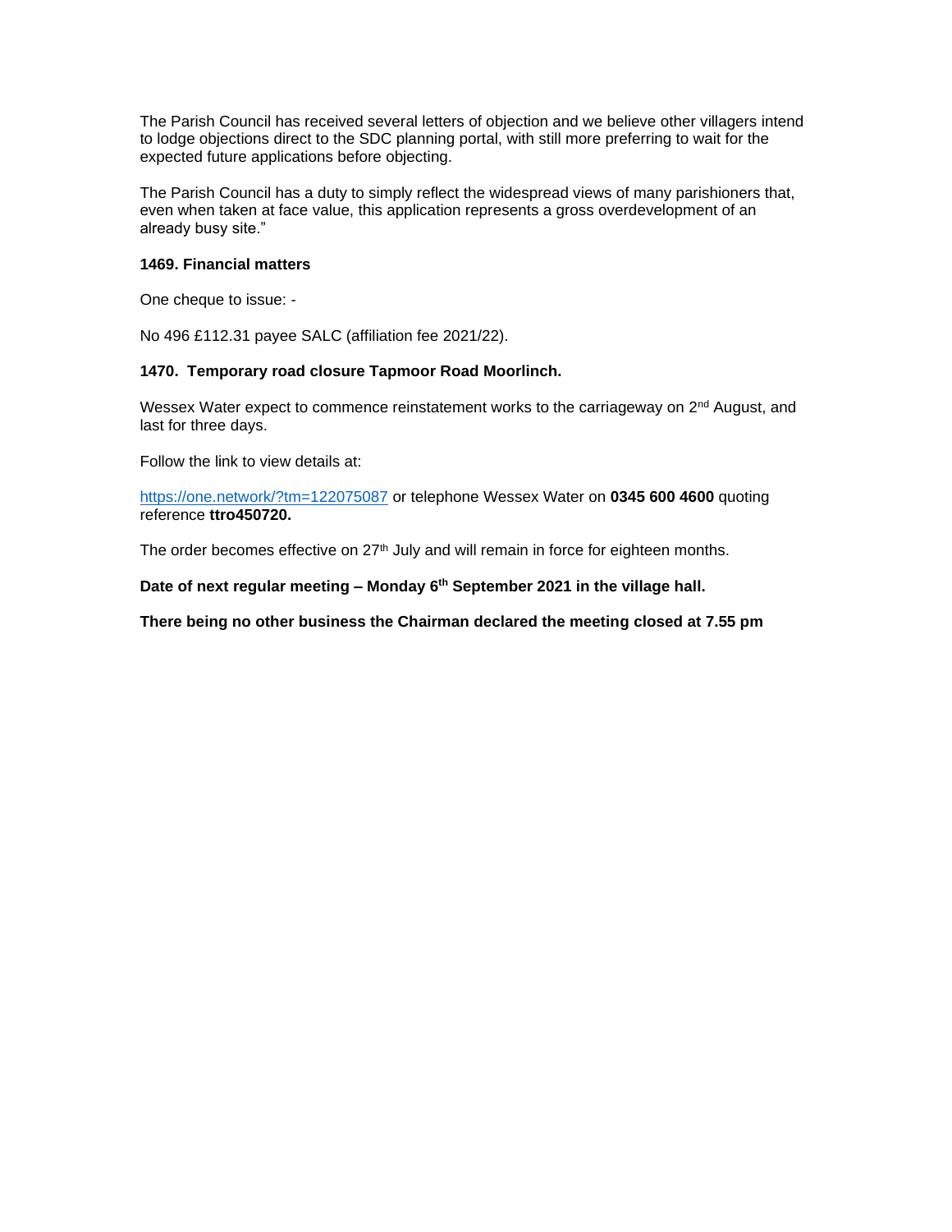The Parish Council has received several letters of objection and we believe other villagers intend to lodge objections direct to the SDC planning portal, with still more preferring to wait for the expected future applications before objecting.

The Parish Council has a duty to simply reflect the widespread views of many parishioners that, even when taken at face value, this application represents a gross overdevelopment of an already busy site."

**1469. Financial matters**

One cheque to issue: -

No 496 £112.31 payee SALC (affiliation fee 2021/22).

**1470. Temporary road closure Tapmoor Road Moorlinch.**

Wessex Water expect to commence reinstatement works to the carriageway on 2nd August, and last for three days.

Follow the link to view details at:

https://one.network/?tm=122075087 or telephone Wessex Water on **0345 600 4600** quoting reference **ttro450720.**

The order becomes effective on 27th July and will remain in force for eighteen months.

**Date of next regular meeting – Monday 6th September 2021 in the village hall.**

**There being no other business the Chairman declared the meeting closed at 7.55 pm**